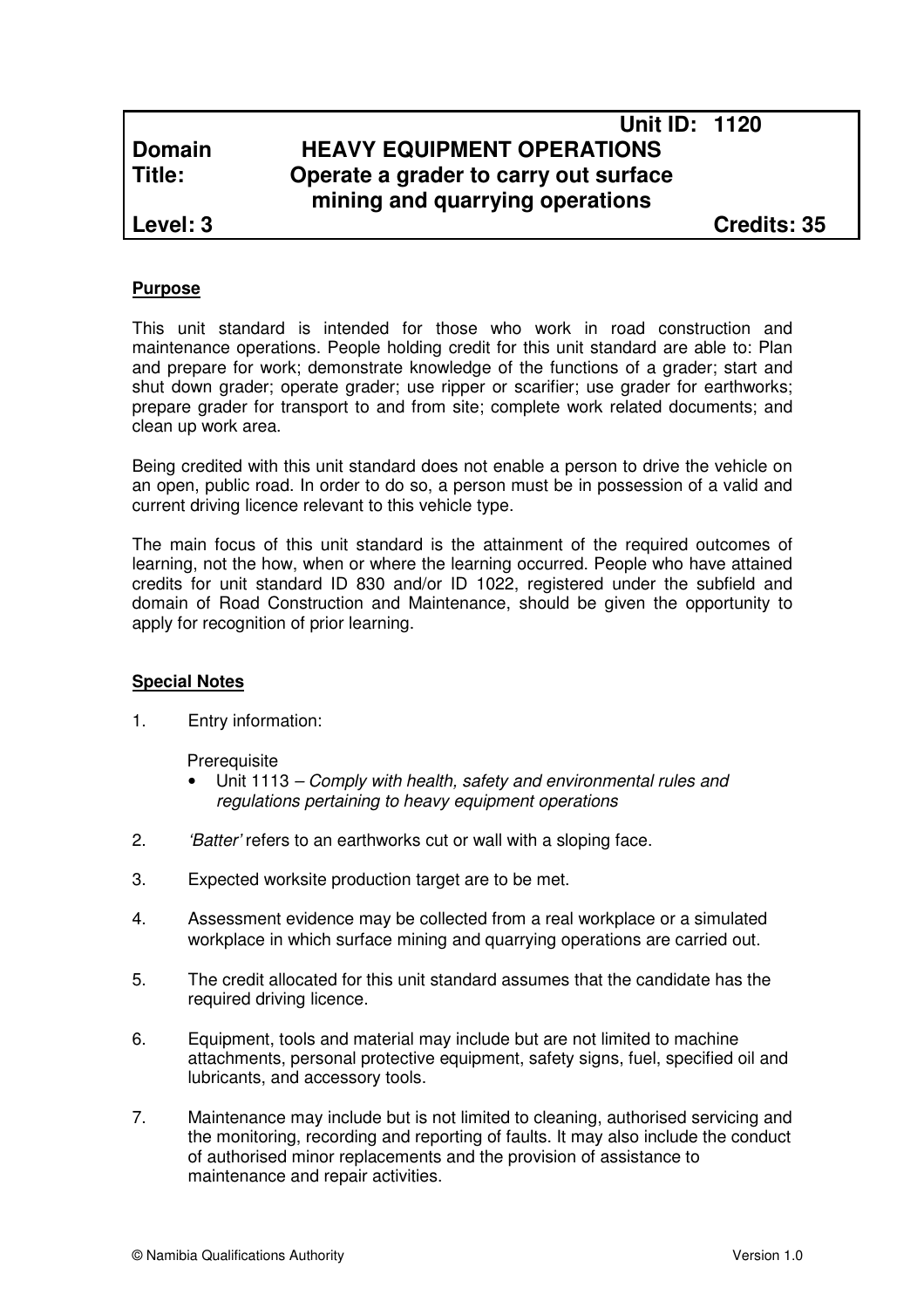| Unit ID: 1120 | |
|---|---|
| **Domain** | **HEAVY EQUIPMENT OPERATIONS** |
| **Title:** | **Operate a grader to carry out surface mining and quarrying operations** |
| **Level: 3** | **Credits: 35** |

**Purpose**

This unit standard is intended for those who work in road construction and maintenance operations. People holding credit for this unit standard are able to: Plan and prepare for work; demonstrate knowledge of the functions of a grader; start and shut down grader; operate grader; use ripper or scarifier; use grader for earthworks; prepare grader for transport to and from site; complete work related documents; and clean up work area.

Being credited with this unit standard does not enable a person to drive the vehicle on an open, public road. In order to do so, a person must be in possession of a valid and current driving licence relevant to this vehicle type.

The main focus of this unit standard is the attainment of the required outcomes of learning, not the how, when or where the learning occurred. People who have attained credits for unit standard ID 830 and/or ID 1022, registered under the subfield and domain of Road Construction and Maintenance, should be given the opportunity to apply for recognition of prior learning.

**Special Notes**

1. Entry information:

   Prerequisite
   - Unit 1113 – *Comply with health, safety and environmental rules and regulations pertaining to heavy equipment operations*

2. *'Batter'* refers to an earthworks cut or wall with a sloping face.

3. Expected worksite production target are to be met.

4. Assessment evidence may be collected from a real workplace or a simulated workplace in which surface mining and quarrying operations are carried out.

5. The credit allocated for this unit standard assumes that the candidate has the required driving licence.

6. Equipment, tools and material may include but are not limited to machine attachments, personal protective equipment, safety signs, fuel, specified oil and lubricants, and accessory tools.

7. Maintenance may include but is not limited to cleaning, authorised servicing and the monitoring, recording and reporting of faults. It may also include the conduct of authorised minor replacements and the provision of assistance to maintenance and repair activities.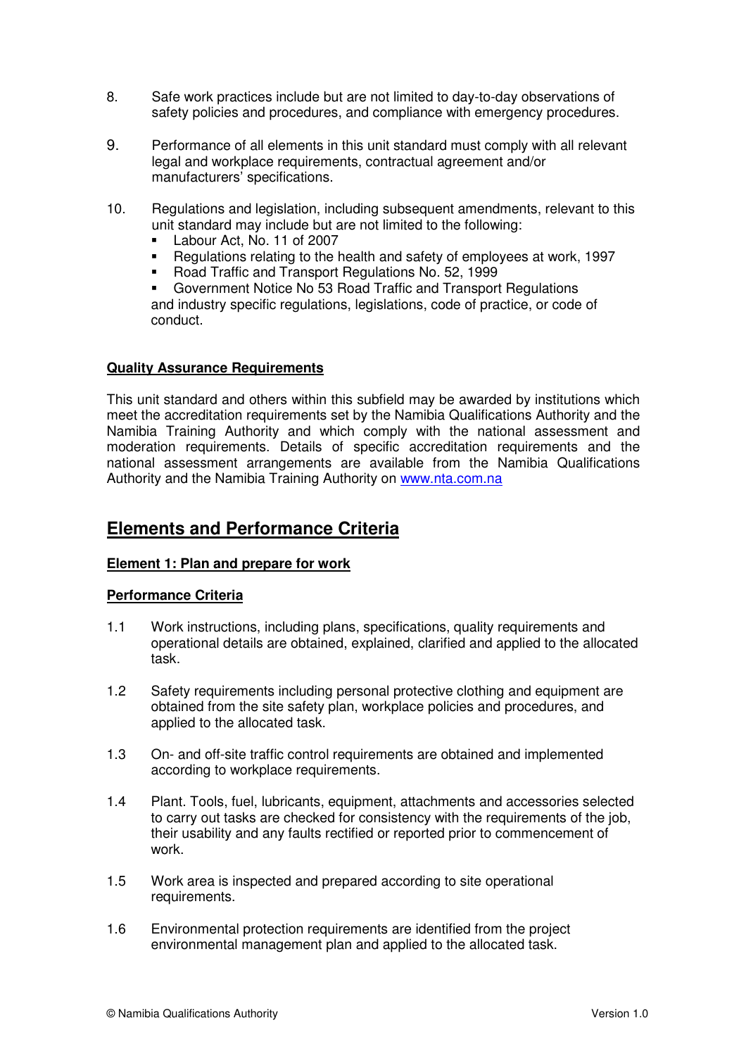8. Safe work practices include but are not limited to day-to-day observations of safety policies and procedures, and compliance with emergency procedures.

9. Performance of all elements in this unit standard must comply with all relevant legal and workplace requirements, contractual agreement and/or manufacturers' specifications.

10. Regulations and legislation, including subsequent amendments, relevant to this unit standard may include but are not limited to the following:
    - Labour Act, No. 11 of 2007
    - Regulations relating to the health and safety of employees at work, 1997
    - Road Traffic and Transport Regulations No. 52, 1999
    - Government Notice No 53 Road Traffic and Transport Regulations

    and industry specific regulations, legislations, code of practice, or code of conduct.

### Quality Assurance Requirements

This unit standard and others within this subfield may be awarded by institutions which meet the accreditation requirements set by the Namibia Qualifications Authority and the Namibia Training Authority and which comply with the national assessment and moderation requirements. Details of specific accreditation requirements and the national assessment arrangements are available from the Namibia Qualifications Authority and the Namibia Training Authority on www.nta.com.na

## Elements and Performance Criteria

### Element 1: Plan and prepare for work

### Performance Criteria

1.1 Work instructions, including plans, specifications, quality requirements and operational details are obtained, explained, clarified and applied to the allocated task.

1.2 Safety requirements including personal protective clothing and equipment are obtained from the site safety plan, workplace policies and procedures, and applied to the allocated task.

1.3 On- and off-site traffic control requirements are obtained and implemented according to workplace requirements.

1.4 Plant. Tools, fuel, lubricants, equipment, attachments and accessories selected to carry out tasks are checked for consistency with the requirements of the job, their usability and any faults rectified or reported prior to commencement of work.

1.5 Work area is inspected and prepared according to site operational requirements.

1.6 Environmental protection requirements are identified from the project environmental management plan and applied to the allocated task.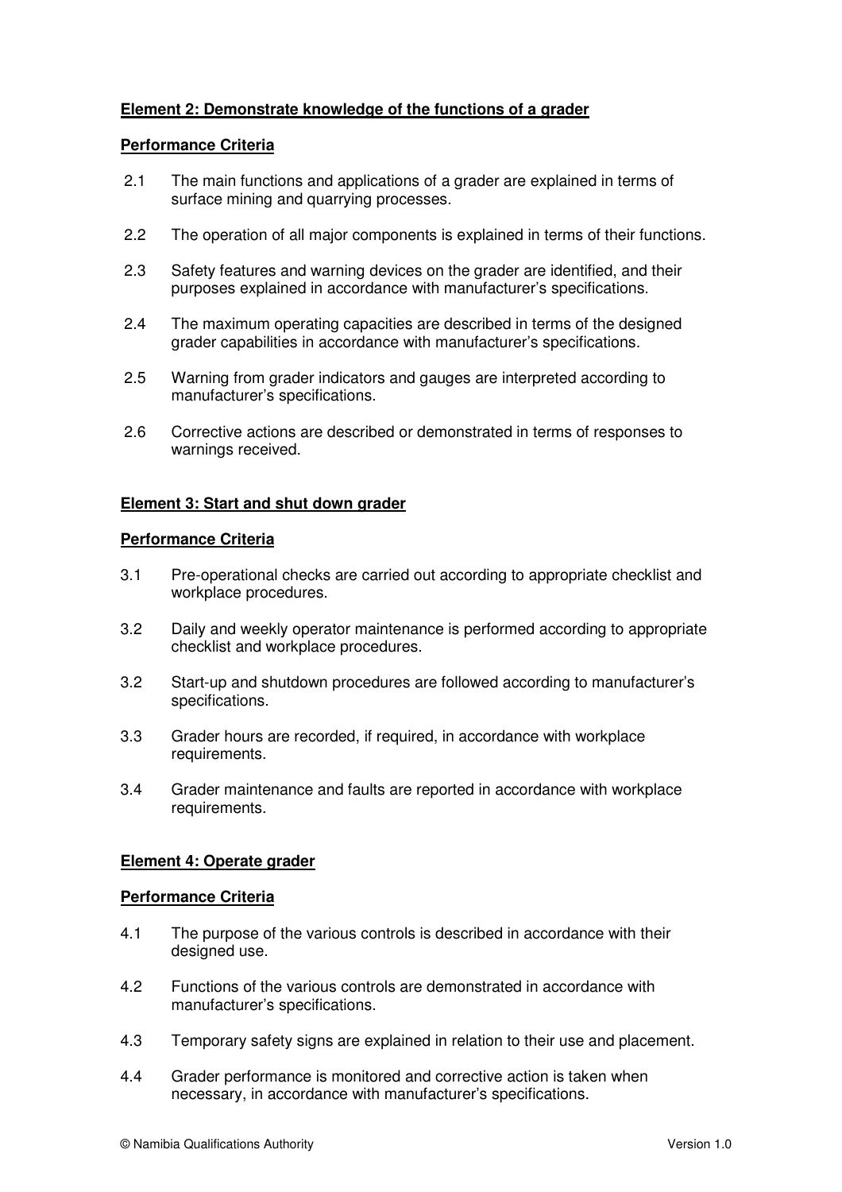**Element 2: Demonstrate knowledge of the functions of a grader**

**Performance Criteria**

2.1 The main functions and applications of a grader are explained in terms of surface mining and quarrying processes.

2.2 The operation of all major components is explained in terms of their functions.

2.3 Safety features and warning devices on the grader are identified, and their purposes explained in accordance with manufacturer's specifications.

2.4 The maximum operating capacities are described in terms of the designed grader capabilities in accordance with manufacturer's specifications.

2.5 Warning from grader indicators and gauges are interpreted according to manufacturer's specifications.

2.6 Corrective actions are described or demonstrated in terms of responses to warnings received.

**Element 3: Start and shut down grader**

**Performance Criteria**

3.1 Pre-operational checks are carried out according to appropriate checklist and workplace procedures.

3.2 Daily and weekly operator maintenance is performed according to appropriate checklist and workplace procedures.

3.2 Start-up and shutdown procedures are followed according to manufacturer's specifications.

3.3 Grader hours are recorded, if required, in accordance with workplace requirements.

3.4 Grader maintenance and faults are reported in accordance with workplace requirements.

**Element 4: Operate grader**

**Performance Criteria**

4.1 The purpose of the various controls is described in accordance with their designed use.

4.2 Functions of the various controls are demonstrated in accordance with manufacturer's specifications.

4.3 Temporary safety signs are explained in relation to their use and placement.

4.4 Grader performance is monitored and corrective action is taken when necessary, in accordance with manufacturer's specifications.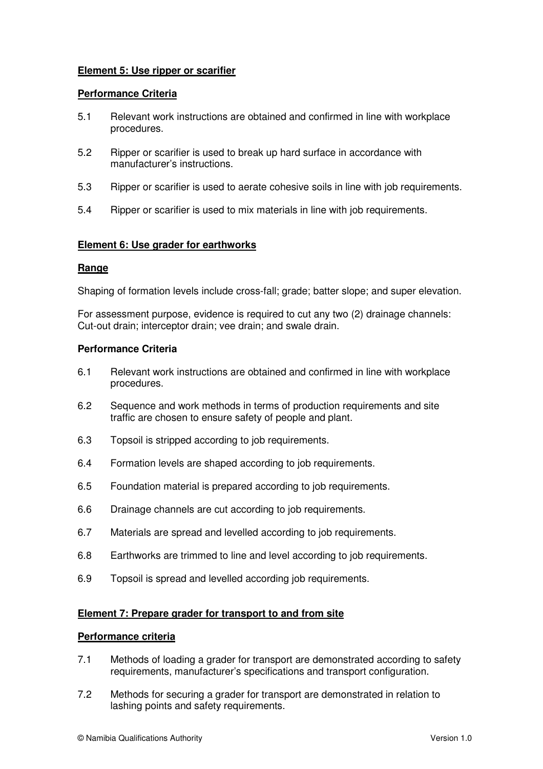**Element 5: Use ripper or scarifier**

**Performance Criteria**

5.1 Relevant work instructions are obtained and confirmed in line with workplace procedures.

5.2 Ripper or scarifier is used to break up hard surface in accordance with manufacturer's instructions.

5.3 Ripper or scarifier is used to aerate cohesive soils in line with job requirements.

5.4 Ripper or scarifier is used to mix materials in line with job requirements.

**Element 6: Use grader for earthworks**

**Range**

Shaping of formation levels include cross-fall; grade; batter slope; and super elevation.

For assessment purpose, evidence is required to cut any two (2) drainage channels: Cut-out drain; interceptor drain; vee drain; and swale drain.

**Performance Criteria**

6.1 Relevant work instructions are obtained and confirmed in line with workplace procedures.

6.2 Sequence and work methods in terms of production requirements and site traffic are chosen to ensure safety of people and plant.

6.3 Topsoil is stripped according to job requirements.

6.4 Formation levels are shaped according to job requirements.

6.5 Foundation material is prepared according to job requirements.

6.6 Drainage channels are cut according to job requirements.

6.7 Materials are spread and levelled according to job requirements.

6.8 Earthworks are trimmed to line and level according to job requirements.

6.9 Topsoil is spread and levelled according job requirements.

**Element 7: Prepare grader for transport to and from site**

**Performance criteria**

7.1 Methods of loading a grader for transport are demonstrated according to safety requirements, manufacturer's specifications and transport configuration.

7.2 Methods for securing a grader for transport are demonstrated in relation to lashing points and safety requirements.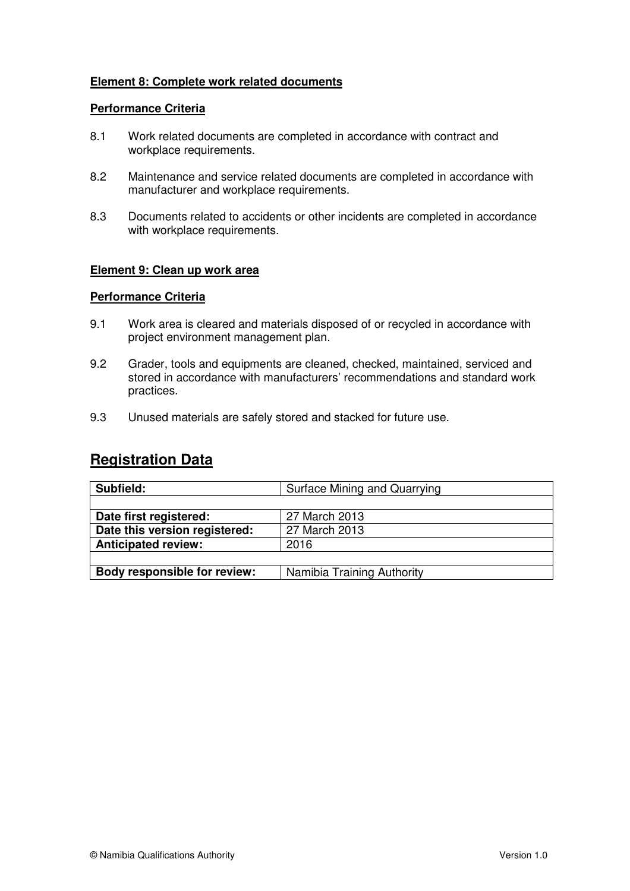**Element 8: Complete work related documents**

**Performance Criteria**

8.1 Work related documents are completed in accordance with contract and workplace requirements.

8.2 Maintenance and service related documents are completed in accordance with manufacturer and workplace requirements.

8.3 Documents related to accidents or other incidents are completed in accordance with workplace requirements.

**Element 9: Clean up work area**

**Performance Criteria**

9.1 Work area is cleared and materials disposed of or recycled in accordance with project environment management plan.

9.2 Grader, tools and equipments are cleaned, checked, maintained, serviced and stored in accordance with manufacturers' recommendations and standard work practices.

9.3 Unused materials are safely stored and stacked for future use.

## Registration Data

| | |
|---|---|
| **Subfield:** | Surface Mining and Quarrying |
| | |
| **Date first registered:** | 27 March 2013 |
| **Date this version registered:** | 27 March 2013 |
| **Anticipated review:** | 2016 |
| | |
| **Body responsible for review:** | Namibia Training Authority |

© Namibia Qualifications Authority Version 1.0